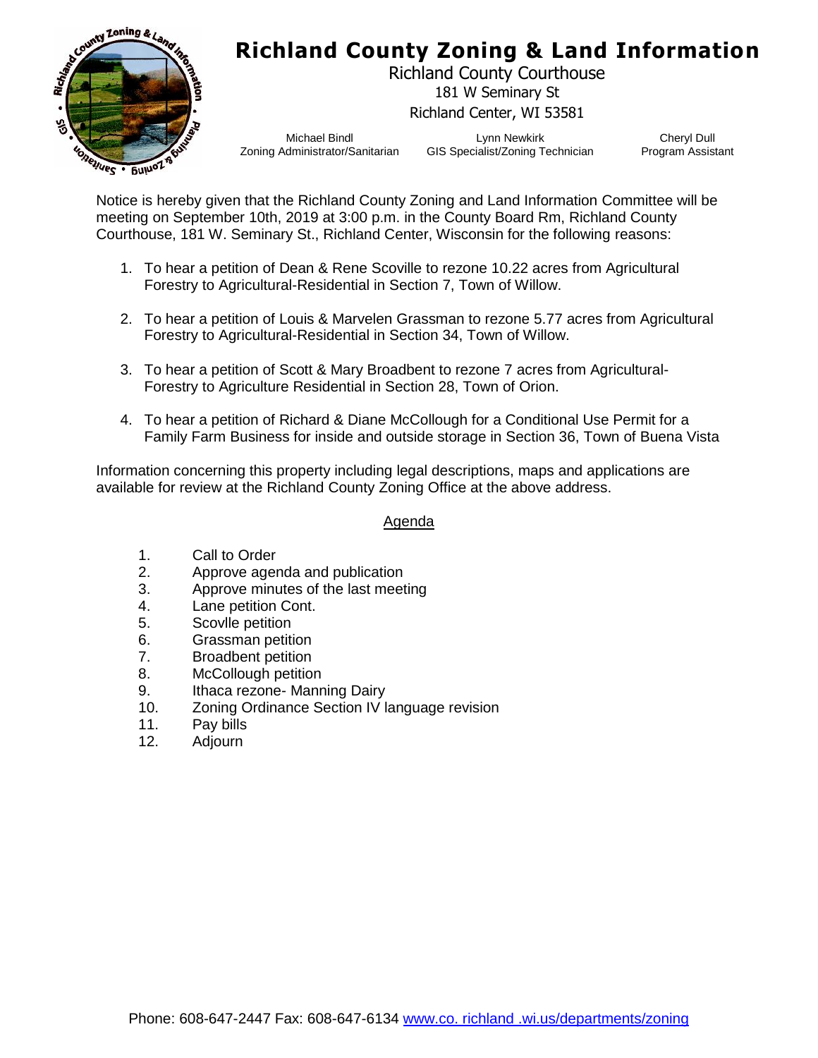# Richland County Zoning & Land Information

Richland County Courthouse
181 W Seminary St
Richland Center, WI 53581

| Michael Bindl | Lynn Newkirk | Cheryl Dull |
|---|---|---|
| Zoning Administrator/Sanitarian | GIS Specialist/Zoning Technician | Program Assistant |

Notice is hereby given that the Richland County Zoning and Land Information Committee will be meeting on September 10th, 2019 at 3:00 p.m. in the County Board Rm, Richland County Courthouse, 181 W. Seminary St., Richland Center, Wisconsin for the following reasons:

1. To hear a petition of Dean & Rene Scoville to rezone 10.22 acres from Agricultural Forestry to Agricultural-Residential in Section 7, Town of Willow.

2. To hear a petition of Louis & Marvelen Grassman to rezone 5.77 acres from Agricultural Forestry to Agricultural-Residential in Section 34, Town of Willow.

3. To hear a petition of Scott & Mary Broadbent to rezone 7 acres from Agricultural-Forestry to Agriculture Residential in Section 28, Town of Orion.

4. To hear a petition of Richard & Diane McCollough for a Conditional Use Permit for a Family Farm Business for inside and outside storage in Section 36, Town of Buena Vista

Information concerning this property including legal descriptions, maps and applications are available for review at the Richland County Zoning Office at the above address.

## Agenda

1. Call to Order
2. Approve agenda and publication
3. Approve minutes of the last meeting
4. Lane petition Cont.
5. Scovlle petition
6. Grassman petition
7. Broadbent petition
8. McCollough petition
9. Ithaca rezone- Manning Dairy
10. Zoning Ordinance Section IV language revision
11. Pay bills
12. Adjourn

Phone: 608-647-2447 Fax: 608-647-6134 www.co. richland .wi.us/departments/zoning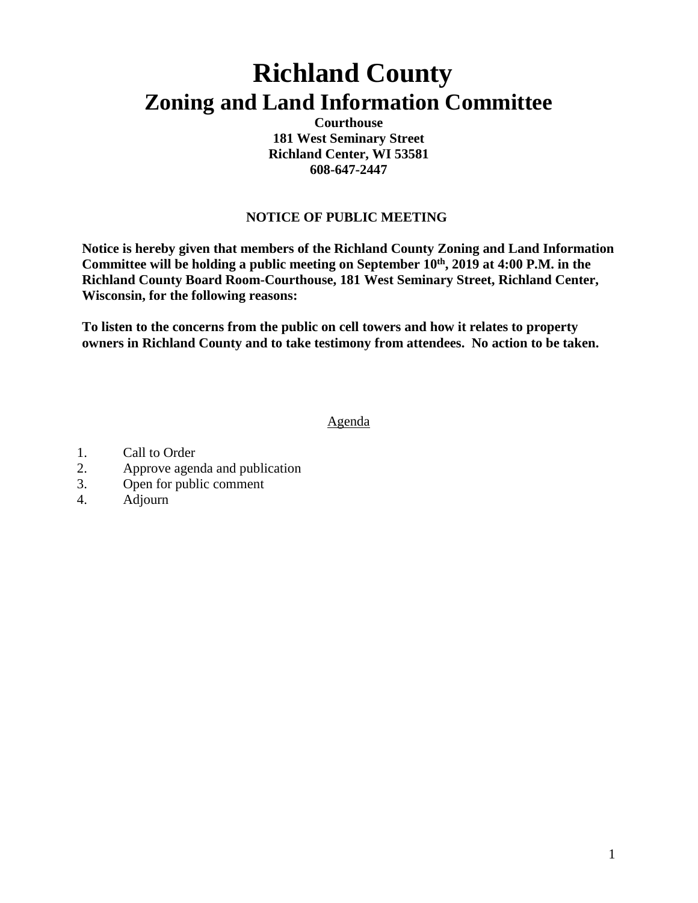# Richland County

## Zoning and Land Information Committee

**Courthouse**
**181 West Seminary Street**
**Richland Center, WI 53581**
**608-647-2447**

**NOTICE OF PUBLIC MEETING**

**Notice is hereby given that members of the Richland County Zoning and Land Information Committee will be holding a public meeting on September 10th, 2019 at 4:00 P.M. in the Richland County Board Room-Courthouse, 181 West Seminary Street, Richland Center, Wisconsin, for the following reasons:**

**To listen to the concerns from the public on cell towers and how it relates to property owners in Richland County and to take testimony from attendees. No action to be taken.**

Agenda

1. Call to Order
2. Approve agenda and publication
3. Open for public comment
4. Adjourn